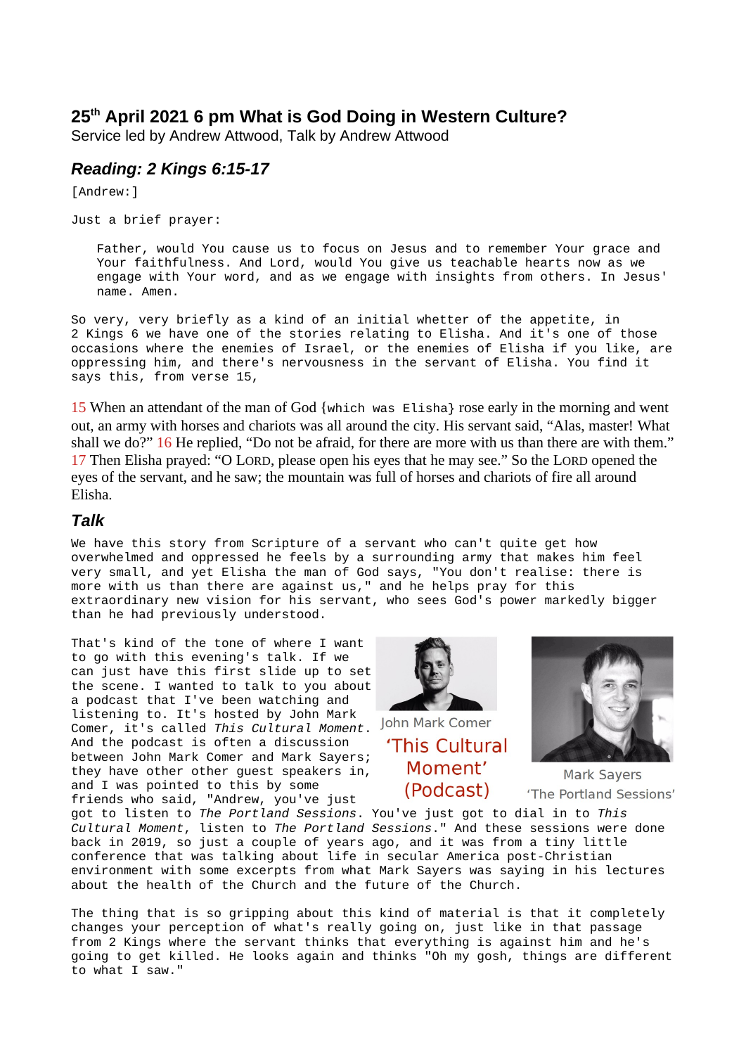# 25th April 2021 6 pm What is God Doing in Western Culture?

Service led by Andrew Attwood, Talk by Andrew Attwood

## *Reading: 2 Kings 6:15-17*

[Andrew:]

Just a brief prayer:

> Father, would You cause us to focus on Jesus and to remember Your grace and Your faithfulness. And Lord, would You give us teachable hearts now as we engage with Your word, and as we engage with insights from others. In Jesus' name. Amen.

So very, very briefly as a kind of an initial whetter of the appetite, in 2 Kings 6 we have one of the stories relating to Elisha. And it's one of those occasions where the enemies of Israel, or the enemies of Elisha if you like, are oppressing him, and there's nervousness in the servant of Elisha. You find it says this, from verse 15,

15 When an attendant of the man of God {which was Elisha} rose early in the morning and went out, an army with horses and chariots was all around the city. His servant said, "Alas, master! What shall we do?" 16 He replied, "Do not be afraid, for there are more with us than there are with them." 17 Then Elisha prayed: "O LORD, please open his eyes that he may see." So the LORD opened the eyes of the servant, and he saw; the mountain was full of horses and chariots of fire all around Elisha.

## *Talk*

We have this story from Scripture of a servant who can't quite get how overwhelmed and oppressed he feels by a surrounding army that makes him feel very small, and yet Elisha the man of God says, "You don't realise: there is more with us than there are against us," and he helps pray for this extraordinary new vision for his servant, who sees God's power markedly bigger than he had previously understood.

John Mark Comer

'This Cultural Moment' (Podcast)

Mark Sayers

'The Portland Sessions'

That's kind of the tone of where I want to go with this evening's talk. If we can just have this first slide up to set the scene. I wanted to talk to you about a podcast that I've been watching and listening to. It's hosted by John Mark Comer, it's called *This Cultural Moment*. And the podcast is often a discussion between John Mark Comer and Mark Sayers; they have other other guest speakers in, and I was pointed to this by some friends who said, "Andrew, you've just got to listen to *The Portland Sessions*. You've just got to dial in to *This Cultural Moment*, listen to *The Portland Sessions*." And these sessions were done back in 2019, so just a couple of years ago, and it was from a tiny little conference that was talking about life in secular America post-Christian environment with some excerpts from what Mark Sayers was saying in his lectures about the health of the Church and the future of the Church.

The thing that is so gripping about this kind of material is that it completely changes your perception of what's really going on, just like in that passage from 2 Kings where the servant thinks that everything is against him and he's going to get killed. He looks again and thinks "Oh my gosh, things are different to what I saw."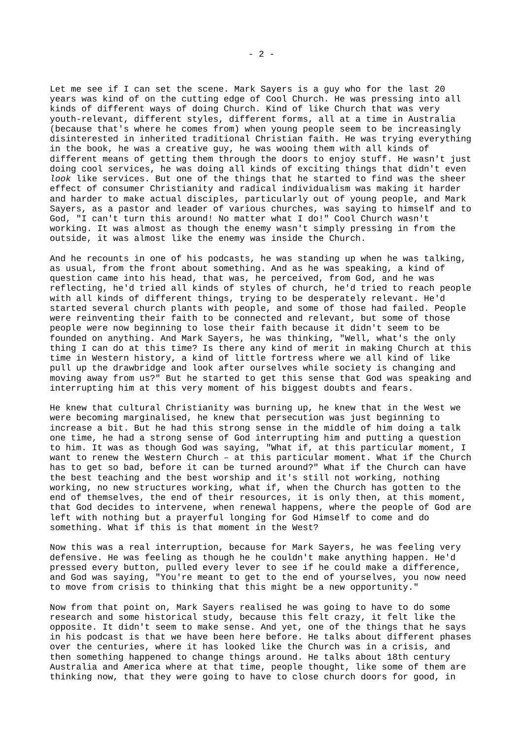Let me see if I can set the scene. Mark Sayers is a guy who for the last 20 years was kind of on the cutting edge of Cool Church. He was pressing into all kinds of different ways of doing Church. Kind of like Church that was very youth-relevant, different styles, different forms, all at a time in Australia (because that's where he comes from) when young people seem to be increasingly disinterested in inherited traditional Christian faith. He was trying everything in the book, he was a creative guy, he was wooing them with all kinds of different means of getting them through the doors to enjoy stuff. He wasn't just doing cool services, he was doing all kinds of exciting things that didn't even *look* like services. But one of the things that he started to find was the sheer effect of consumer Christianity and radical individualism was making it harder and harder to make actual disciples, particularly out of young people, and Mark Sayers, as a pastor and leader of various churches, was saying to himself and to God, "I can't turn this around! No matter what I do!" Cool Church wasn't working. It was almost as though the enemy wasn't simply pressing in from the outside, it was almost like the enemy was inside the Church.

And he recounts in one of his podcasts, he was standing up when he was talking, as usual, from the front about something. And as he was speaking, a kind of question came into his head, that was, he perceived, from God, and he was reflecting, he'd tried all kinds of styles of church, he'd tried to reach people with all kinds of different things, trying to be desperately relevant. He'd started several church plants with people, and some of those had failed. People were reinventing their faith to be connected and relevant, but some of those people were now beginning to lose their faith because it didn't seem to be founded on anything. And Mark Sayers, he was thinking, "Well, what's the only thing I can do at this time? Is there any kind of merit in making Church at this time in Western history, a kind of little fortress where we all kind of like pull up the drawbridge and look after ourselves while society is changing and moving away from us?" But he started to get this sense that God was speaking and interrupting him at this very moment of his biggest doubts and fears.

He knew that cultural Christianity was burning up, he knew that in the West we were becoming marginalised, he knew that persecution was just beginning to increase a bit. But he had this strong sense in the middle of him doing a talk one time, he had a strong sense of God interrupting him and putting a question to him. It was as though God was saying, "What if, at this particular moment, I want to renew the Western Church – at this particular moment. What if the Church has to get so bad, before it can be turned around?" What if the Church can have the best teaching and the best worship and it's still not working, nothing working, no new structures working, what if, when the Church has gotten to the end of themselves, the end of their resources, it is only then, at this moment, that God decides to intervene, when renewal happens, where the people of God are left with nothing but a prayerful longing for God Himself to come and do something. What if this is that moment in the West?

Now this was a real interruption, because for Mark Sayers, he was feeling very defensive. He was feeling as though he he couldn't make anything happen. He'd pressed every button, pulled every lever to see if he could make a difference, and God was saying, "You're meant to get to the end of yourselves, you now need to move from crisis to thinking that this might be a new opportunity."

Now from that point on, Mark Sayers realised he was going to have to do some research and some historical study, because this felt crazy, it felt like the opposite. It didn't seem to make sense. And yet, one of the things that he says in his podcast is that we have been here before. He talks about different phases over the centuries, where it has looked like the Church was in a crisis, and then something happened to change things around. He talks about 18th century Australia and America where at that time, people thought, like some of them are thinking now, that they were going to have to close church doors for good, in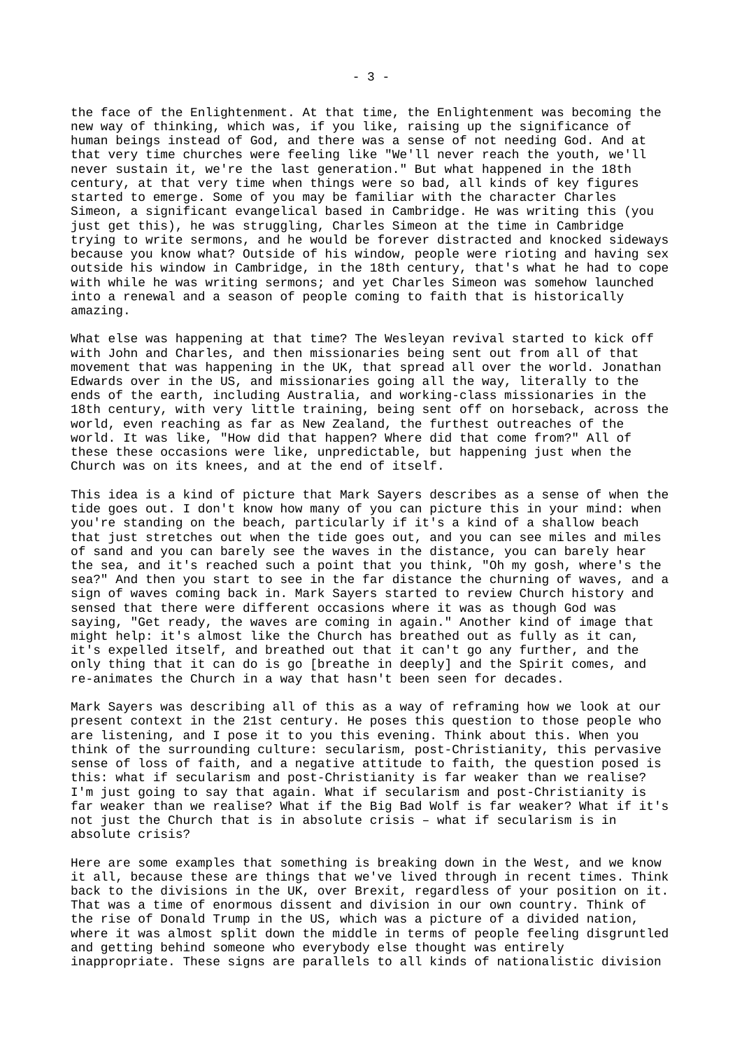the face of the Enlightenment. At that time, the Enlightenment was becoming the new way of thinking, which was, if you like, raising up the significance of human beings instead of God, and there was a sense of not needing God. And at that very time churches were feeling like "We'll never reach the youth, we'll never sustain it, we're the last generation." But what happened in the 18th century, at that very time when things were so bad, all kinds of key figures started to emerge. Some of you may be familiar with the character Charles Simeon, a significant evangelical based in Cambridge. He was writing this (you just get this), he was struggling, Charles Simeon at the time in Cambridge trying to write sermons, and he would be forever distracted and knocked sideways because you know what? Outside of his window, people were rioting and having sex outside his window in Cambridge, in the 18th century, that's what he had to cope with while he was writing sermons; and yet Charles Simeon was somehow launched into a renewal and a season of people coming to faith that is historically amazing.

What else was happening at that time? The Wesleyan revival started to kick off with John and Charles, and then missionaries being sent out from all of that movement that was happening in the UK, that spread all over the world. Jonathan Edwards over in the US, and missionaries going all the way, literally to the ends of the earth, including Australia, and working-class missionaries in the 18th century, with very little training, being sent off on horseback, across the world, even reaching as far as New Zealand, the furthest outreaches of the world. It was like, "How did that happen? Where did that come from?" All of these these occasions were like, unpredictable, but happening just when the Church was on its knees, and at the end of itself.

This idea is a kind of picture that Mark Sayers describes as a sense of when the tide goes out. I don't know how many of you can picture this in your mind: when you're standing on the beach, particularly if it's a kind of a shallow beach that just stretches out when the tide goes out, and you can see miles and miles of sand and you can barely see the waves in the distance, you can barely hear the sea, and it's reached such a point that you think, "Oh my gosh, where's the sea?" And then you start to see in the far distance the churning of waves, and a sign of waves coming back in. Mark Sayers started to review Church history and sensed that there were different occasions where it was as though God was saying, "Get ready, the waves are coming in again." Another kind of image that might help: it's almost like the Church has breathed out as fully as it can, it's expelled itself, and breathed out that it can't go any further, and the only thing that it can do is go [breathe in deeply] and the Spirit comes, and re-animates the Church in a way that hasn't been seen for decades.

Mark Sayers was describing all of this as a way of reframing how we look at our present context in the 21st century. He poses this question to those people who are listening, and I pose it to you this evening. Think about this. When you think of the surrounding culture: secularism, post-Christianity, this pervasive sense of loss of faith, and a negative attitude to faith, the question posed is this: what if secularism and post-Christianity is far weaker than we realise? I'm just going to say that again. What if secularism and post-Christianity is far weaker than we realise? What if the Big Bad Wolf is far weaker? What if it's not just the Church that is in absolute crisis – what if secularism is in absolute crisis?

Here are some examples that something is breaking down in the West, and we know it all, because these are things that we've lived through in recent times. Think back to the divisions in the UK, over Brexit, regardless of your position on it. That was a time of enormous dissent and division in our own country. Think of the rise of Donald Trump in the US, which was a picture of a divided nation, where it was almost split down the middle in terms of people feeling disgruntled and getting behind someone who everybody else thought was entirely inappropriate. These signs are parallels to all kinds of nationalistic division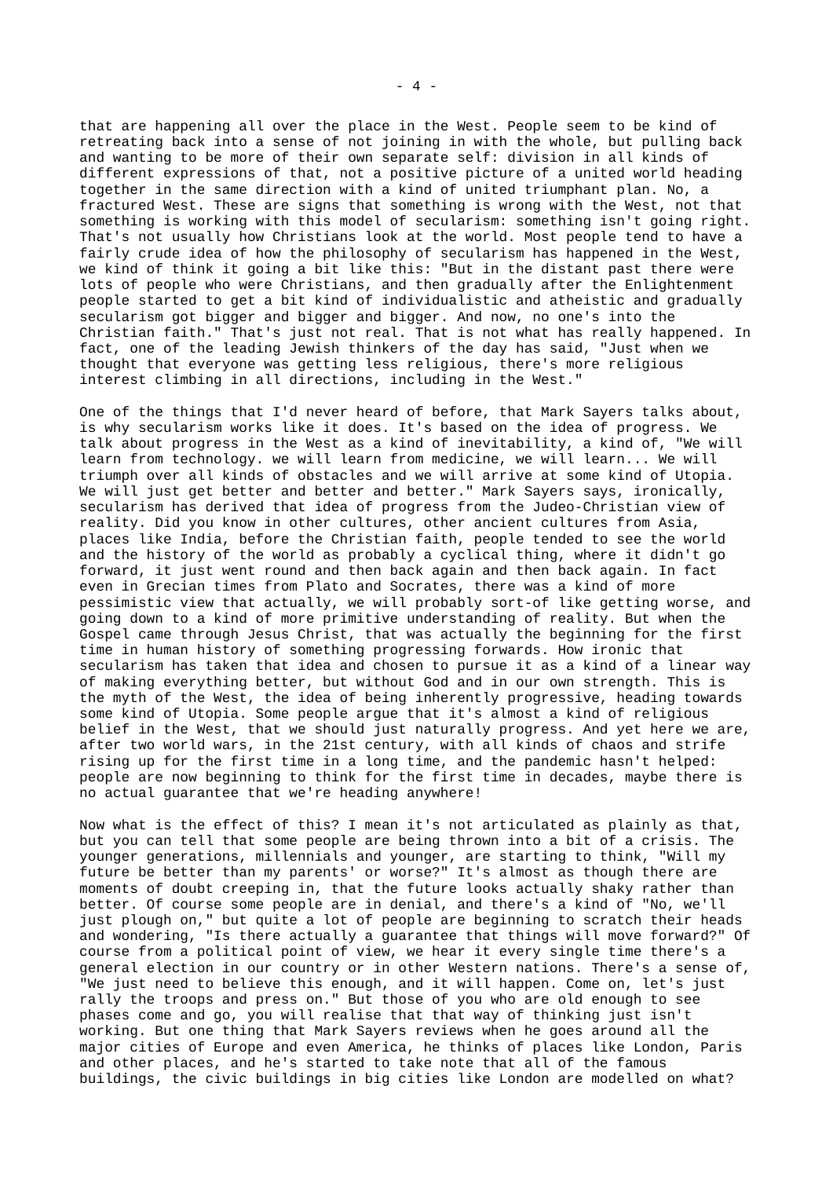that are happening all over the place in the West. People seem to be kind of retreating back into a sense of not joining in with the whole, but pulling back and wanting to be more of their own separate self: division in all kinds of different expressions of that, not a positive picture of a united world heading together in the same direction with a kind of united triumphant plan. No, a fractured West. These are signs that something is wrong with the West, not that something is working with this model of secularism: something isn't going right. That's not usually how Christians look at the world. Most people tend to have a fairly crude idea of how the philosophy of secularism has happened in the West, we kind of think it going a bit like this: "But in the distant past there were lots of people who were Christians, and then gradually after the Enlightenment people started to get a bit kind of individualistic and atheistic and gradually secularism got bigger and bigger and bigger. And now, no one's into the Christian faith." That's just not real. That is not what has really happened. In fact, one of the leading Jewish thinkers of the day has said, "Just when we thought that everyone was getting less religious, there's more religious interest climbing in all directions, including in the West."

One of the things that I'd never heard of before, that Mark Sayers talks about, is why secularism works like it does. It's based on the idea of progress. We talk about progress in the West as a kind of inevitability, a kind of, "We will learn from technology. we will learn from medicine, we will learn... We will triumph over all kinds of obstacles and we will arrive at some kind of Utopia. We will just get better and better and better." Mark Sayers says, ironically, secularism has derived that idea of progress from the Judeo-Christian view of reality. Did you know in other cultures, other ancient cultures from Asia, places like India, before the Christian faith, people tended to see the world and the history of the world as probably a cyclical thing, where it didn't go forward, it just went round and then back again and then back again. In fact even in Grecian times from Plato and Socrates, there was a kind of more pessimistic view that actually, we will probably sort-of like getting worse, and going down to a kind of more primitive understanding of reality. But when the Gospel came through Jesus Christ, that was actually the beginning for the first time in human history of something progressing forwards. How ironic that secularism has taken that idea and chosen to pursue it as a kind of a linear way of making everything better, but without God and in our own strength. This is the myth of the West, the idea of being inherently progressive, heading towards some kind of Utopia. Some people argue that it's almost a kind of religious belief in the West, that we should just naturally progress. And yet here we are, after two world wars, in the 21st century, with all kinds of chaos and strife rising up for the first time in a long time, and the pandemic hasn't helped: people are now beginning to think for the first time in decades, maybe there is no actual guarantee that we're heading anywhere!

Now what is the effect of this? I mean it's not articulated as plainly as that, but you can tell that some people are being thrown into a bit of a crisis. The younger generations, millennials and younger, are starting to think, "Will my future be better than my parents' or worse?" It's almost as though there are moments of doubt creeping in, that the future looks actually shaky rather than better. Of course some people are in denial, and there's a kind of "No, we'll just plough on," but quite a lot of people are beginning to scratch their heads and wondering, "Is there actually a guarantee that things will move forward?" Of course from a political point of view, we hear it every single time there's a general election in our country or in other Western nations. There's a sense of, "We just need to believe this enough, and it will happen. Come on, let's just rally the troops and press on." But those of you who are old enough to see phases come and go, you will realise that that way of thinking just isn't working. But one thing that Mark Sayers reviews when he goes around all the major cities of Europe and even America, he thinks of places like London, Paris and other places, and he's started to take note that all of the famous buildings, the civic buildings in big cities like London are modelled on what?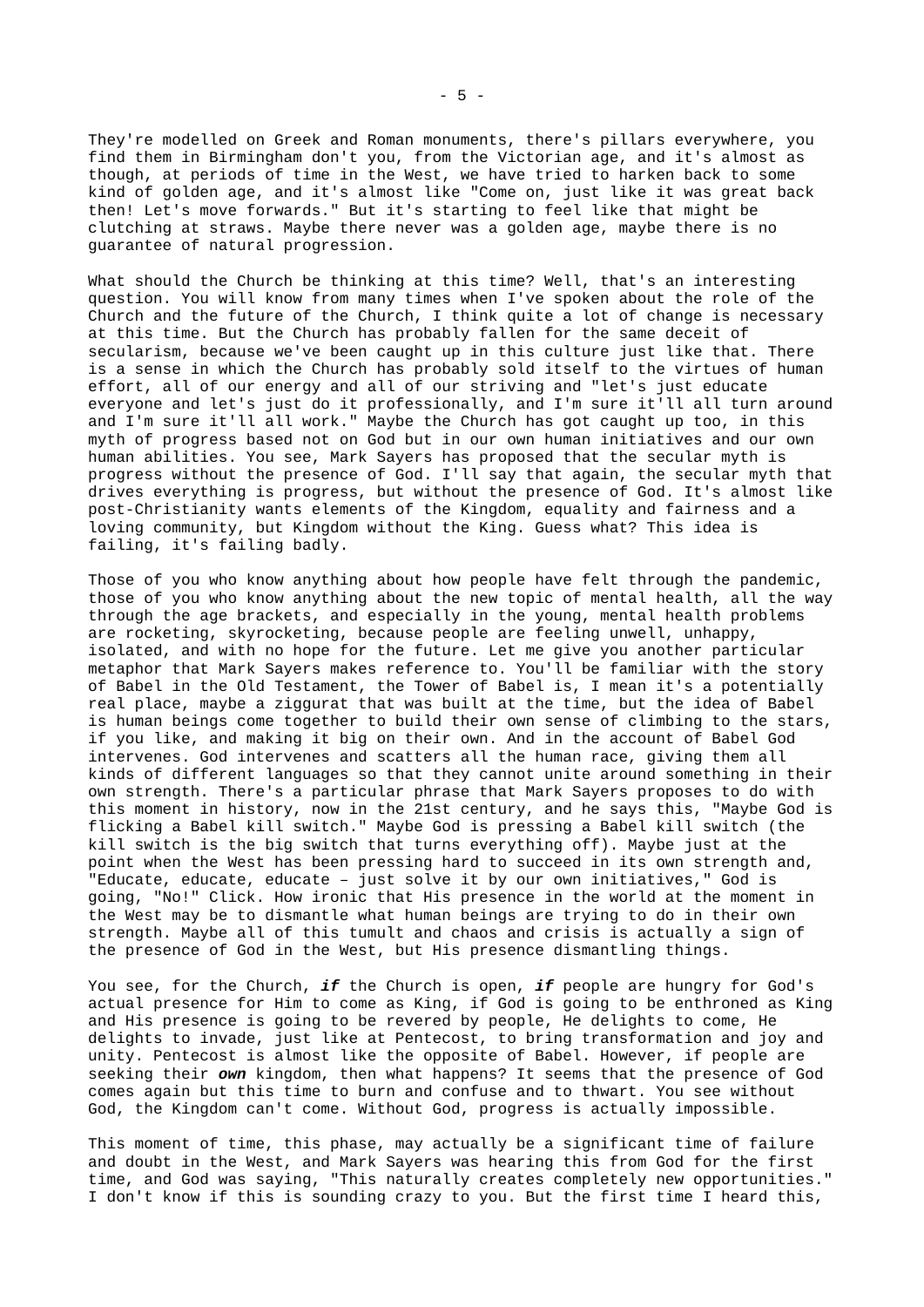They're modelled on Greek and Roman monuments, there's pillars everywhere, you find them in Birmingham don't you, from the Victorian age, and it's almost as though, at periods of time in the West, we have tried to harken back to some kind of golden age, and it's almost like "Come on, just like it was great back then! Let's move forwards." But it's starting to feel like that might be clutching at straws. Maybe there never was a golden age, maybe there is no guarantee of natural progression.

What should the Church be thinking at this time? Well, that's an interesting question. You will know from many times when I've spoken about the role of the Church and the future of the Church, I think quite a lot of change is necessary at this time. But the Church has probably fallen for the same deceit of secularism, because we've been caught up in this culture just like that. There is a sense in which the Church has probably sold itself to the virtues of human effort, all of our energy and all of our striving and "let's just educate everyone and let's just do it professionally, and I'm sure it'll all turn around and I'm sure it'll all work." Maybe the Church has got caught up too, in this myth of progress based not on God but in our own human initiatives and our own human abilities. You see, Mark Sayers has proposed that the secular myth is progress without the presence of God. I'll say that again, the secular myth that drives everything is progress, but without the presence of God. It's almost like post-Christianity wants elements of the Kingdom, equality and fairness and a loving community, but Kingdom without the King. Guess what? This idea is failing, it's failing badly.

Those of you who know anything about how people have felt through the pandemic, those of you who know anything about the new topic of mental health, all the way through the age brackets, and especially in the young, mental health problems are rocketing, skyrocketing, because people are feeling unwell, unhappy, isolated, and with no hope for the future. Let me give you another particular metaphor that Mark Sayers makes reference to. You'll be familiar with the story of Babel in the Old Testament, the Tower of Babel is, I mean it's a potentially real place, maybe a ziggurat that was built at the time, but the idea of Babel is human beings come together to build their own sense of climbing to the stars, if you like, and making it big on their own. And in the account of Babel God intervenes. God intervenes and scatters all the human race, giving them all kinds of different languages so that they cannot unite around something in their own strength. There's a particular phrase that Mark Sayers proposes to do with this moment in history, now in the 21st century, and he says this, "Maybe God is flicking a Babel kill switch." Maybe God is pressing a Babel kill switch (the kill switch is the big switch that turns everything off). Maybe just at the point when the West has been pressing hard to succeed in its own strength and, "Educate, educate, educate – just solve it by our own initiatives," God is going, "No!" Click. How ironic that His presence in the world at the moment in the West may be to dismantle what human beings are trying to do in their own strength. Maybe all of this tumult and chaos and crisis is actually a sign of the presence of God in the West, but His presence dismantling things.

You see, for the Church, ***if*** the Church is open, ***if*** people are hungry for God's actual presence for Him to come as King, if God is going to be enthroned as King and His presence is going to be revered by people, He delights to come, He delights to invade, just like at Pentecost, to bring transformation and joy and unity. Pentecost is almost like the opposite of Babel. However, if people are seeking their ***own*** kingdom, then what happens? It seems that the presence of God comes again but this time to burn and confuse and to thwart. You see without God, the Kingdom can't come. Without God, progress is actually impossible.

This moment of time, this phase, may actually be a significant time of failure and doubt in the West, and Mark Sayers was hearing this from God for the first time, and God was saying, "This naturally creates completely new opportunities." I don't know if this is sounding crazy to you. But the first time I heard this,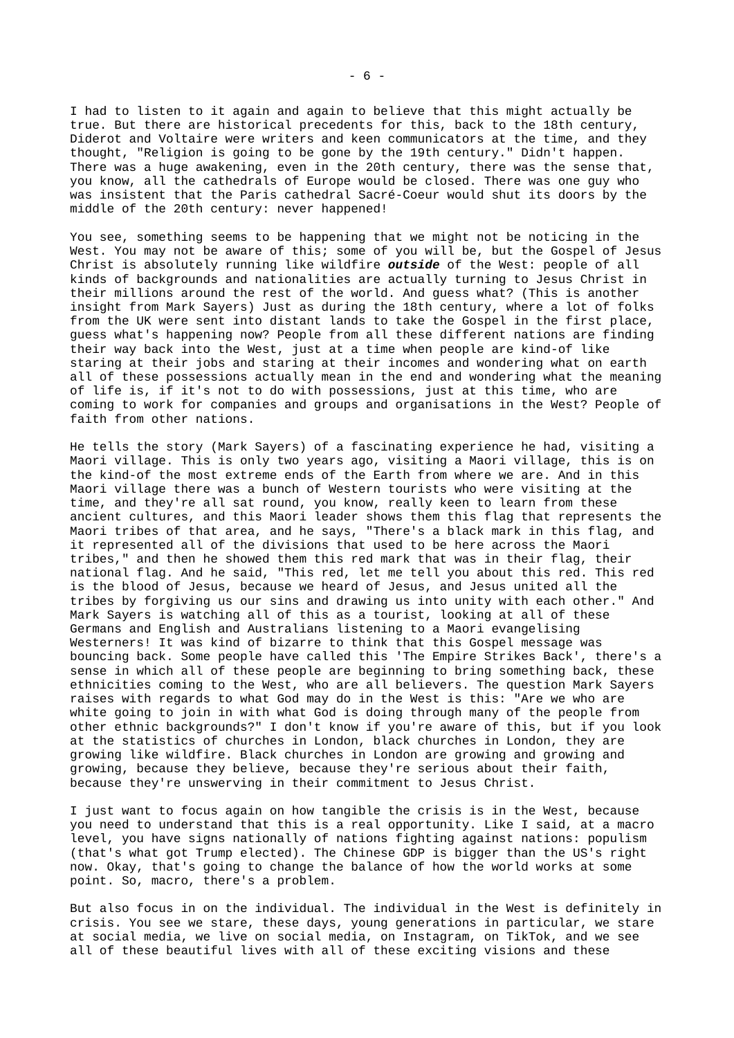I had to listen to it again and again to believe that this might actually be true. But there are historical precedents for this, back to the 18th century, Diderot and Voltaire were writers and keen communicators at the time, and they thought, "Religion is going to be gone by the 19th century." Didn't happen. There was a huge awakening, even in the 20th century, there was the sense that, you know, all the cathedrals of Europe would be closed. There was one guy who was insistent that the Paris cathedral Sacré-Coeur would shut its doors by the middle of the 20th century: never happened!

You see, something seems to be happening that we might not be noticing in the West. You may not be aware of this; some of you will be, but the Gospel of Jesus Christ is absolutely running like wildfire ***outside*** of the West: people of all kinds of backgrounds and nationalities are actually turning to Jesus Christ in their millions around the rest of the world. And guess what? (This is another insight from Mark Sayers) Just as during the 18th century, where a lot of folks from the UK were sent into distant lands to take the Gospel in the first place, guess what's happening now? People from all these different nations are finding their way back into the West, just at a time when people are kind-of like staring at their jobs and staring at their incomes and wondering what on earth all of these possessions actually mean in the end and wondering what the meaning of life is, if it's not to do with possessions, just at this time, who are coming to work for companies and groups and organisations in the West? People of faith from other nations.

He tells the story (Mark Sayers) of a fascinating experience he had, visiting a Maori village. This is only two years ago, visiting a Maori village, this is on the kind-of the most extreme ends of the Earth from where we are. And in this Maori village there was a bunch of Western tourists who were visiting at the time, and they're all sat round, you know, really keen to learn from these ancient cultures, and this Maori leader shows them this flag that represents the Maori tribes of that area, and he says, "There's a black mark in this flag, and it represented all of the divisions that used to be here across the Maori tribes," and then he showed them this red mark that was in their flag, their national flag. And he said, "This red, let me tell you about this red. This red is the blood of Jesus, because we heard of Jesus, and Jesus united all the tribes by forgiving us our sins and drawing us into unity with each other." And Mark Sayers is watching all of this as a tourist, looking at all of these Germans and English and Australians listening to a Maori evangelising Westerners! It was kind of bizarre to think that this Gospel message was bouncing back. Some people have called this 'The Empire Strikes Back', there's a sense in which all of these people are beginning to bring something back, these ethnicities coming to the West, who are all believers. The question Mark Sayers raises with regards to what God may do in the West is this: "Are we who are white going to join in with what God is doing through many of the people from other ethnic backgrounds?" I don't know if you're aware of this, but if you look at the statistics of churches in London, black churches in London, they are growing like wildfire. Black churches in London are growing and growing and growing, because they believe, because they're serious about their faith, because they're unswerving in their commitment to Jesus Christ.

I just want to focus again on how tangible the crisis is in the West, because you need to understand that this is a real opportunity. Like I said, at a macro level, you have signs nationally of nations fighting against nations: populism (that's what got Trump elected). The Chinese GDP is bigger than the US's right now. Okay, that's going to change the balance of how the world works at some point. So, macro, there's a problem.

But also focus in on the individual. The individual in the West is definitely in crisis. You see we stare, these days, young generations in particular, we stare at social media, we live on social media, on Instagram, on TikTok, and we see all of these beautiful lives with all of these exciting visions and these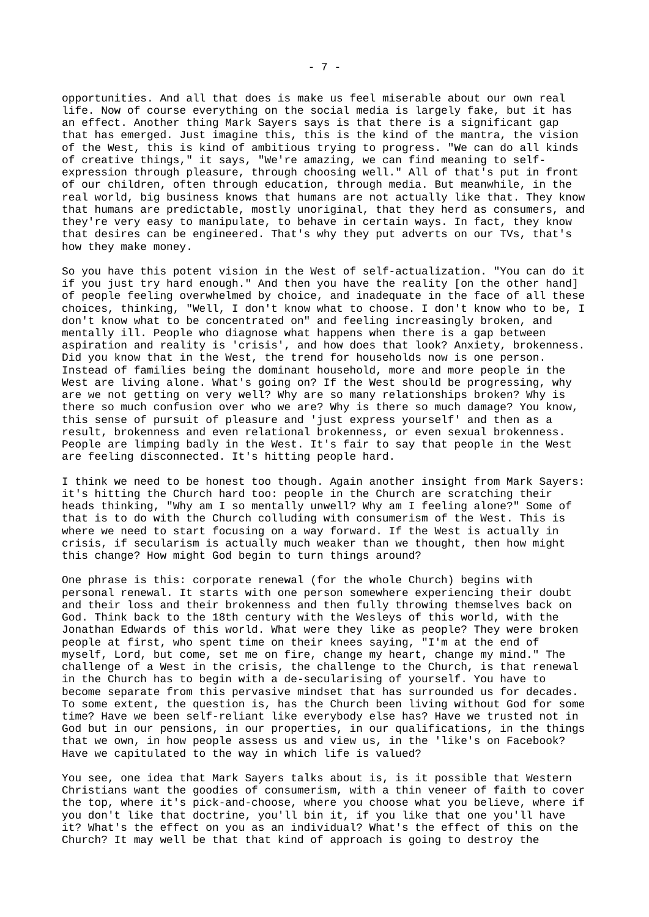opportunities. And all that does is make us feel miserable about our own real life. Now of course everything on the social media is largely fake, but it has an effect. Another thing Mark Sayers says is that there is a significant gap that has emerged. Just imagine this, this is the kind of the mantra, the vision of the West, this is kind of ambitious trying to progress. "We can do all kinds of creative things," it says, "We're amazing, we can find meaning to self-expression through pleasure, through choosing well." All of that's put in front of our children, often through education, through media. But meanwhile, in the real world, big business knows that humans are not actually like that. They know that humans are predictable, mostly unoriginal, that they herd as consumers, and they're very easy to manipulate, to behave in certain ways. In fact, they know that desires can be engineered. That's why they put adverts on our TVs, that's how they make money.

So you have this potent vision in the West of self-actualization. "You can do it if you just try hard enough." And then you have the reality [on the other hand] of people feeling overwhelmed by choice, and inadequate in the face of all these choices, thinking, "Well, I don't know what to choose. I don't know who to be, I don't know what to be concentrated on" and feeling increasingly broken, and mentally ill. People who diagnose what happens when there is a gap between aspiration and reality is 'crisis', and how does that look? Anxiety, brokenness. Did you know that in the West, the trend for households now is one person. Instead of families being the dominant household, more and more people in the West are living alone. What's going on? If the West should be progressing, why are we not getting on very well? Why are so many relationships broken? Why is there so much confusion over who we are? Why is there so much damage? You know, this sense of pursuit of pleasure and 'just express yourself' and then as a result, brokenness and even relational brokenness, or even sexual brokenness. People are limping badly in the West. It's fair to say that people in the West are feeling disconnected. It's hitting people hard.

I think we need to be honest too though. Again another insight from Mark Sayers: it's hitting the Church hard too: people in the Church are scratching their heads thinking, "Why am I so mentally unwell? Why am I feeling alone?" Some of that is to do with the Church colluding with consumerism of the West. This is where we need to start focusing on a way forward. If the West is actually in crisis, if secularism is actually much weaker than we thought, then how might this change? How might God begin to turn things around?

One phrase is this: corporate renewal (for the whole Church) begins with personal renewal. It starts with one person somewhere experiencing their doubt and their loss and their brokenness and then fully throwing themselves back on God. Think back to the 18th century with the Wesleys of this world, with the Jonathan Edwards of this world. What were they like as people? They were broken people at first, who spent time on their knees saying, "I'm at the end of myself, Lord, but come, set me on fire, change my heart, change my mind." The challenge of a West in the crisis, the challenge to the Church, is that renewal in the Church has to begin with a de-secularising of yourself. You have to become separate from this pervasive mindset that has surrounded us for decades. To some extent, the question is, has the Church been living without God for some time? Have we been self-reliant like everybody else has? Have we trusted not in God but in our pensions, in our properties, in our qualifications, in the things that we own, in how people assess us and view us, in the 'like's on Facebook? Have we capitulated to the way in which life is valued?

You see, one idea that Mark Sayers talks about is, is it possible that Western Christians want the goodies of consumerism, with a thin veneer of faith to cover the top, where it's pick-and-choose, where you choose what you believe, where if you don't like that doctrine, you'll bin it, if you like that one you'll have it? What's the effect on you as an individual? What's the effect of this on the Church? It may well be that that kind of approach is going to destroy the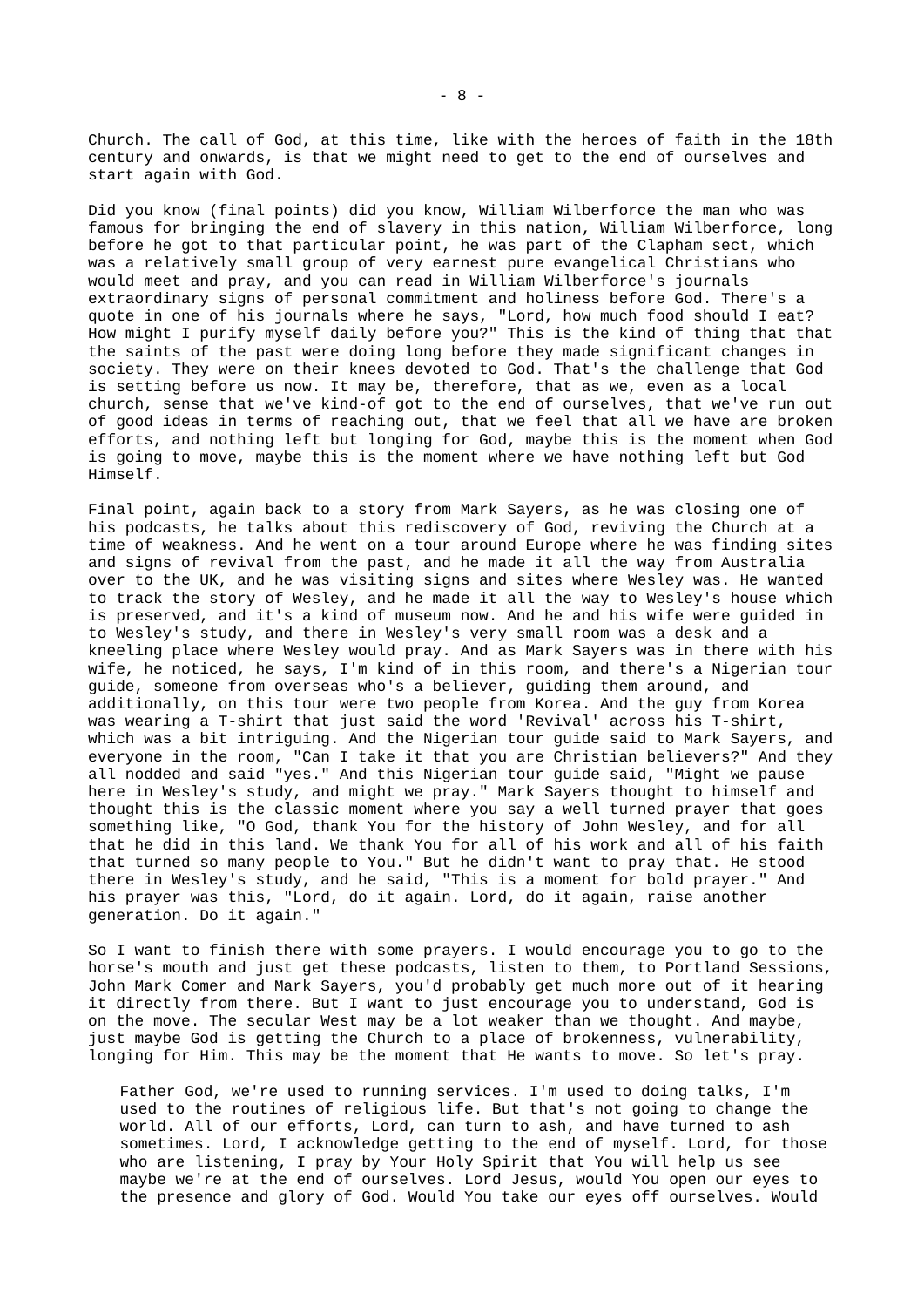Church. The call of God, at this time, like with the heroes of faith in the 18th century and onwards, is that we might need to get to the end of ourselves and start again with God.

Did you know (final points) did you know, William Wilberforce the man who was famous for bringing the end of slavery in this nation, William Wilberforce, long before he got to that particular point, he was part of the Clapham sect, which was a relatively small group of very earnest pure evangelical Christians who would meet and pray, and you can read in William Wilberforce's journals extraordinary signs of personal commitment and holiness before God. There's a quote in one of his journals where he says, "Lord, how much food should I eat? How might I purify myself daily before you?" This is the kind of thing that that the saints of the past were doing long before they made significant changes in society. They were on their knees devoted to God. That's the challenge that God is setting before us now. It may be, therefore, that as we, even as a local church, sense that we've kind-of got to the end of ourselves, that we've run out of good ideas in terms of reaching out, that we feel that all we have are broken efforts, and nothing left but longing for God, maybe this is the moment when God is going to move, maybe this is the moment where we have nothing left but God Himself.

Final point, again back to a story from Mark Sayers, as he was closing one of his podcasts, he talks about this rediscovery of God, reviving the Church at a time of weakness. And he went on a tour around Europe where he was finding sites and signs of revival from the past, and he made it all the way from Australia over to the UK, and he was visiting signs and sites where Wesley was. He wanted to track the story of Wesley, and he made it all the way to Wesley's house which is preserved, and it's a kind of museum now. And he and his wife were guided in to Wesley's study, and there in Wesley's very small room was a desk and a kneeling place where Wesley would pray. And as Mark Sayers was in there with his wife, he noticed, he says, I'm kind of in this room, and there's a Nigerian tour guide, someone from overseas who's a believer, guiding them around, and additionally, on this tour were two people from Korea. And the guy from Korea was wearing a T-shirt that just said the word 'Revival' across his T-shirt, which was a bit intriguing. And the Nigerian tour guide said to Mark Sayers, and everyone in the room, "Can I take it that you are Christian believers?" And they all nodded and said "yes." And this Nigerian tour guide said, "Might we pause here in Wesley's study, and might we pray." Mark Sayers thought to himself and thought this is the classic moment where you say a well turned prayer that goes something like, "O God, thank You for the history of John Wesley, and for all that he did in this land. We thank You for all of his work and all of his faith that turned so many people to You." But he didn't want to pray that. He stood there in Wesley's study, and he said, "This is a moment for bold prayer." And his prayer was this, "Lord, do it again. Lord, do it again, raise another generation. Do it again."

So I want to finish there with some prayers. I would encourage you to go to the horse's mouth and just get these podcasts, listen to them, to Portland Sessions, John Mark Comer and Mark Sayers, you'd probably get much more out of it hearing it directly from there. But I want to just encourage you to understand, God is on the move. The secular West may be a lot weaker than we thought. And maybe, just maybe God is getting the Church to a place of brokenness, vulnerability, longing for Him. This may be the moment that He wants to move. So let's pray.

> Father God, we're used to running services. I'm used to doing talks, I'm used to the routines of religious life. But that's not going to change the world. All of our efforts, Lord, can turn to ash, and have turned to ash sometimes. Lord, I acknowledge getting to the end of myself. Lord, for those who are listening, I pray by Your Holy Spirit that You will help us see maybe we're at the end of ourselves. Lord Jesus, would You open our eyes to the presence and glory of God. Would You take our eyes off ourselves. Would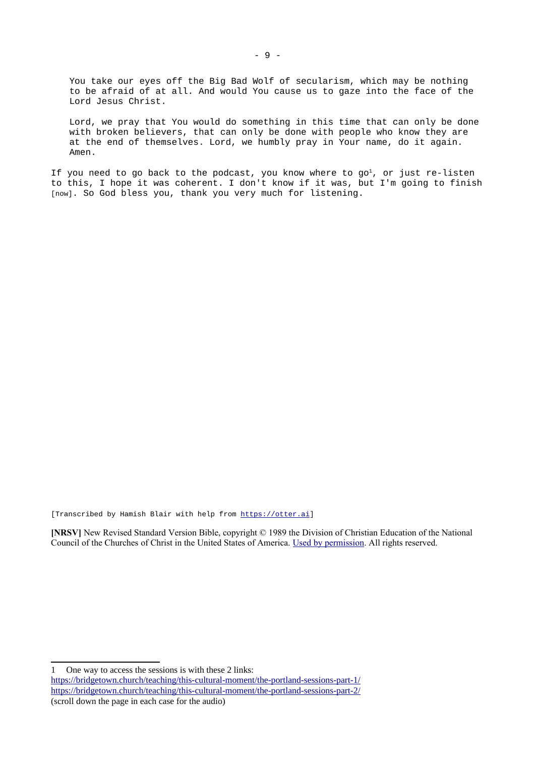You take our eyes off the Big Bad Wolf of secularism, which may be nothing to be afraid of at all. And would You cause us to gaze into the face of the Lord Jesus Christ.

Lord, we pray that You would do something in this time that can only be done with broken believers, that can only be done with people who know they are at the end of themselves. Lord, we humbly pray in Your name, do it again. Amen.

If you need to go back to the podcast, you know where to go[1], or just re-listen to this, I hope it was coherent. I don't know if it was, but I'm going to finish [now]. So God bless you, thank you very much for listening.

[Transcribed by Hamish Blair with help from https://otter.ai]

**[NRSV]** New Revised Standard Version Bible, copyright © 1989 the Division of Christian Education of the National Council of the Churches of Christ in the United States of America. Used by permission. All rights reserved.

---

1 One way to access the sessions is with these 2 links:
https://bridgetown.church/teaching/this-cultural-moment/the-portland-sessions-part-1/
https://bridgetown.church/teaching/this-cultural-moment/the-portland-sessions-part-2/
(scroll down the page in each case for the audio)